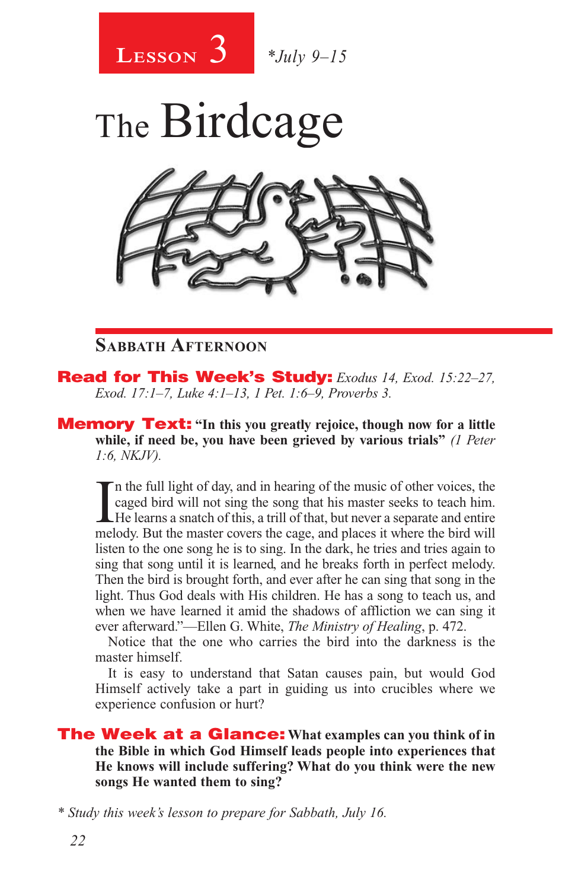**Lesson 3** *\*July 9–15*

# The Birdcage

## Sabbath Afternoon

**Read for This Week's Study:** *Exodus 14, Exod. 15:22–27, Exod. 17:1–7, Luke 4:1–13, 1 Pet. 1:6–9, Proverbs 3.*

**Memory Text:** **"In this you greatly rejoice, though now for a little while, if need be, you have been grieved by various trials"** *(1 Peter 1:6, NKJV).*

In the full light of day, and in hearing of the music of other voices, the caged bird will not sing the song that his master seeks to teach him. He learns a snatch of this, a trill of that, but never a separate and entire melody. But the master covers the cage, and places it where the bird will listen to the one song he is to sing. In the dark, he tries and tries again to sing that song until it is learned, and he breaks forth in perfect melody. Then the bird is brought forth, and ever after he can sing that song in the light. Thus God deals with His children. He has a song to teach us, and when we have learned it amid the shadows of affliction we can sing it ever afterward."—Ellen G. White, *The Ministry of Healing*, p. 472.

Notice that the one who carries the bird into the darkness is the master himself.

It is easy to understand that Satan causes pain, but would God Himself actively take a part in guiding us into crucibles where we experience confusion or hurt?

**The Week at a Glance:** **What examples can you think of in the Bible in which God Himself leads people into experiences that He knows will include suffering? What do you think were the new songs He wanted them to sing?**

*\* Study this week's lesson to prepare for Sabbath, July 16.*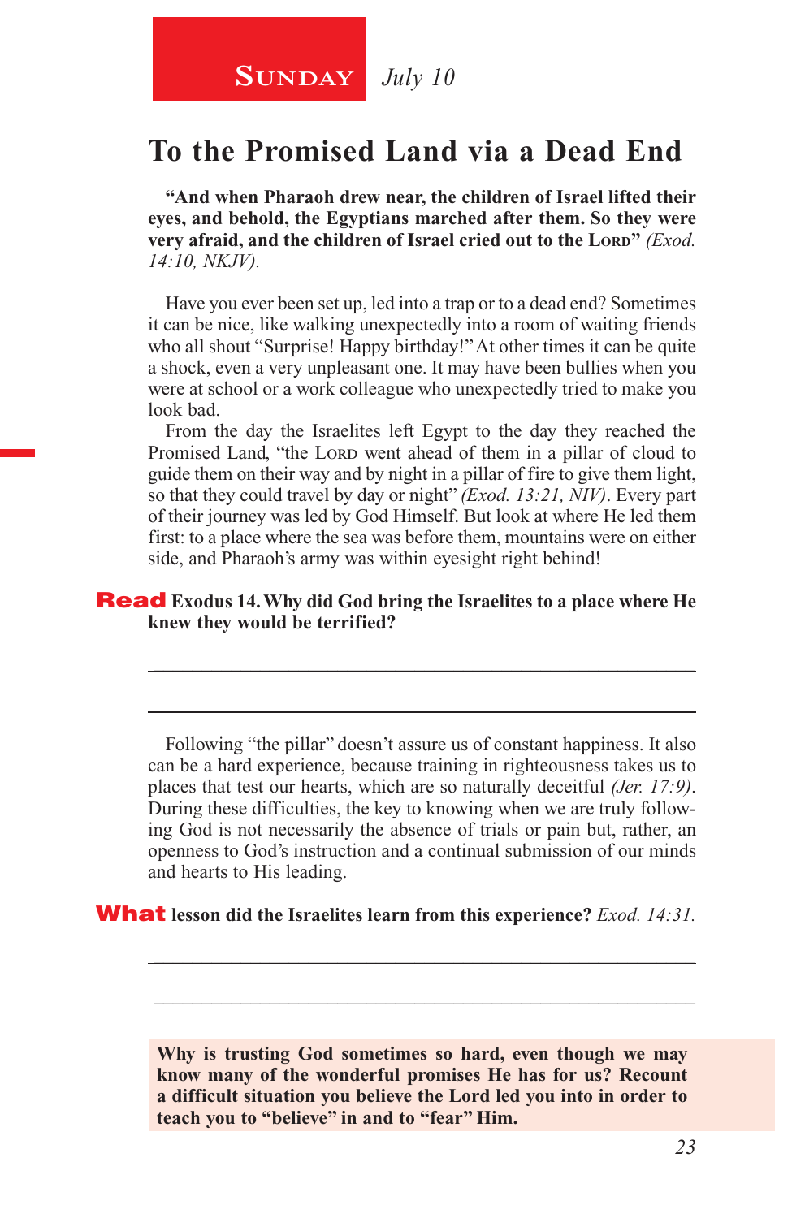**SUNDAY** *July 10*

# To the Promised Land via a Dead End

**"And when Pharaoh drew near, the children of Israel lifted their eyes, and behold, the Egyptians marched after them. So they were very afraid, and the children of Israel cried out to the LORD"** *(Exod. 14:10, NKJV).*

Have you ever been set up, led into a trap or to a dead end? Sometimes it can be nice, like walking unexpectedly into a room of waiting friends who all shout "Surprise! Happy birthday!" At other times it can be quite a shock, even a very unpleasant one. It may have been bullies when you were at school or a work colleague who unexpectedly tried to make you look bad.

From the day the Israelites left Egypt to the day they reached the Promised Land, "the LORD went ahead of them in a pillar of cloud to guide them on their way and by night in a pillar of fire to give them light, so that they could travel by day or night" *(Exod. 13:21, NIV)*. Every part of their journey was led by God Himself. But look at where He led them first: to a place where the sea was before them, mountains were on either side, and Pharaoh's army was within eyesight right behind!

**Read Exodus 14. Why did God bring the Israelites to a place where He knew they would be terrified?**

\_\_\_\_\_\_\_\_\_\_\_\_\_\_\_\_\_\_\_\_\_\_\_\_\_\_\_\_\_\_\_\_\_\_\_\_\_\_\_\_\_\_\_\_\_\_\_\_\_\_\_\_\_\_\_\_

\_\_\_\_\_\_\_\_\_\_\_\_\_\_\_\_\_\_\_\_\_\_\_\_\_\_\_\_\_\_\_\_\_\_\_\_\_\_\_\_\_\_\_\_\_\_\_\_\_\_\_\_\_\_\_\_

Following "the pillar" doesn't assure us of constant happiness. It also can be a hard experience, because training in righteousness takes us to places that test our hearts, which are so naturally deceitful *(Jer. 17:9)*. During these difficulties, the key to knowing when we are truly following God is not necessarily the absence of trials or pain but, rather, an openness to God's instruction and a continual submission of our minds and hearts to His leading.

**What lesson did the Israelites learn from this experience?** *Exod. 14:31.*

\_\_\_\_\_\_\_\_\_\_\_\_\_\_\_\_\_\_\_\_\_\_\_\_\_\_\_\_\_\_\_\_\_\_\_\_\_\_\_\_\_\_\_\_\_\_\_\_\_\_\_\_\_\_\_\_

\_\_\_\_\_\_\_\_\_\_\_\_\_\_\_\_\_\_\_\_\_\_\_\_\_\_\_\_\_\_\_\_\_\_\_\_\_\_\_\_\_\_\_\_\_\_\_\_\_\_\_\_\_\_\_\_

**Why is trusting God sometimes so hard, even though we may know many of the wonderful promises He has for us? Recount a difficult situation you believe the Lord led you into in order to teach you to "believe" in and to "fear" Him.**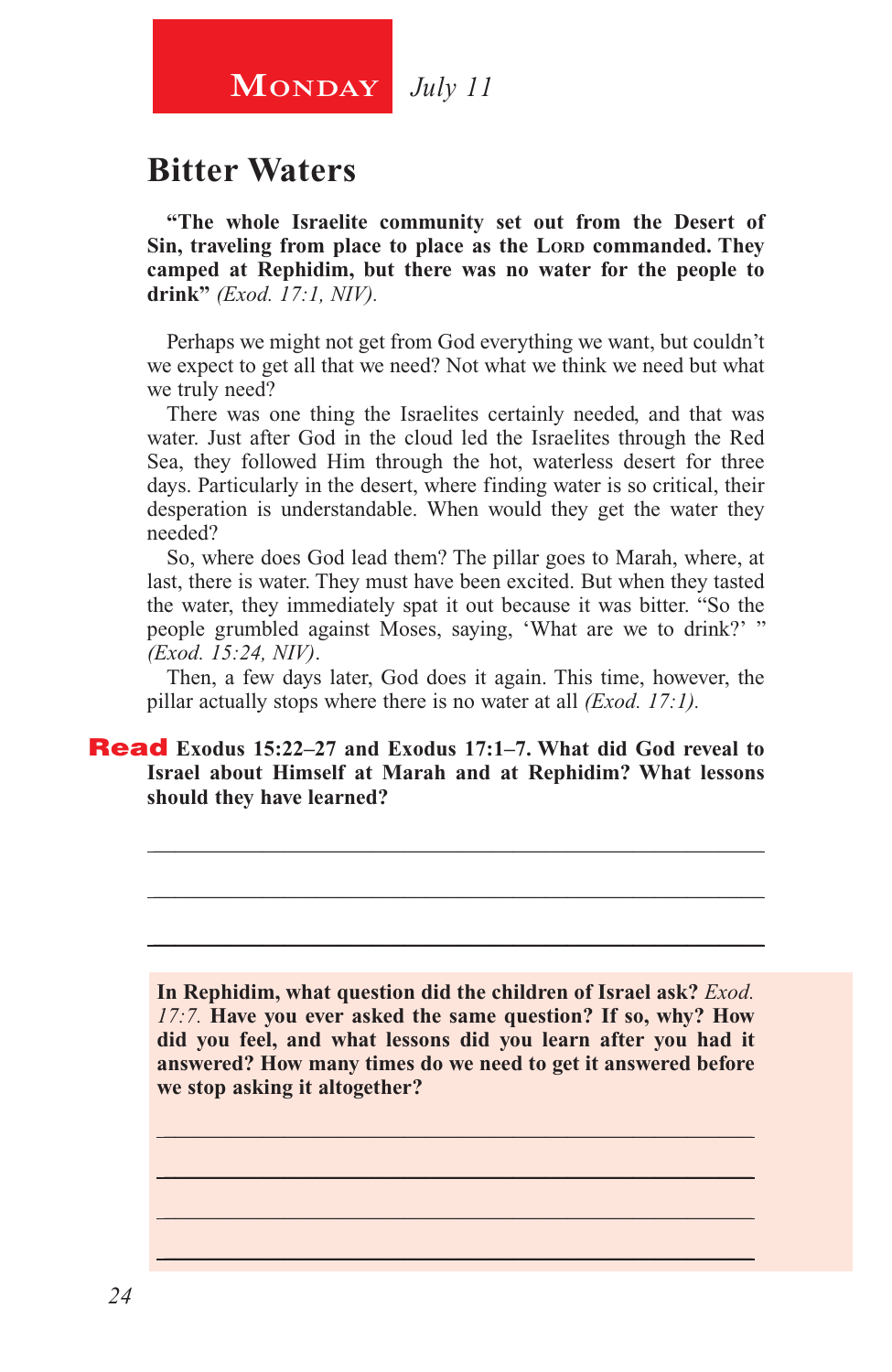**Monday** *July 11*

## Bitter Waters

**"The whole Israelite community set out from the Desert of Sin, traveling from place to place as the Lord commanded. They camped at Rephidim, but there was no water for the people to drink"** *(Exod. 17:1, NIV).*

Perhaps we might not get from God everything we want, but couldn't we expect to get all that we need? Not what we think we need but what we truly need?

There was one thing the Israelites certainly needed, and that was water. Just after God in the cloud led the Israelites through the Red Sea, they followed Him through the hot, waterless desert for three days. Particularly in the desert, where finding water is so critical, their desperation is understandable. When would they get the water they needed?

So, where does God lead them? The pillar goes to Marah, where, at last, there is water. They must have been excited. But when they tasted the water, they immediately spat it out because it was bitter. "So the people grumbled against Moses, saying, 'What are we to drink?' " *(Exod. 15:24, NIV)*.

Then, a few days later, God does it again. This time, however, the pillar actually stops where there is no water at all *(Exod. 17:1).*

**Read Exodus 15:22–27 and Exodus 17:1–7. What did God reveal to Israel about Himself at Marah and at Rephidim? What lessons should they have learned?**

______________________________________________________________

______________________________________________________________

______________________________________________________________

**In Rephidim, what question did the children of Israel ask?** *Exod. 17:7.* **Have you ever asked the same question? If so, why? How did you feel, and what lessons did you learn after you had it answered? How many times do we need to get it answered before we stop asking it altogether?**

______________________________________________________________

______________________________________________________________

______________________________________________________________

______________________________________________________________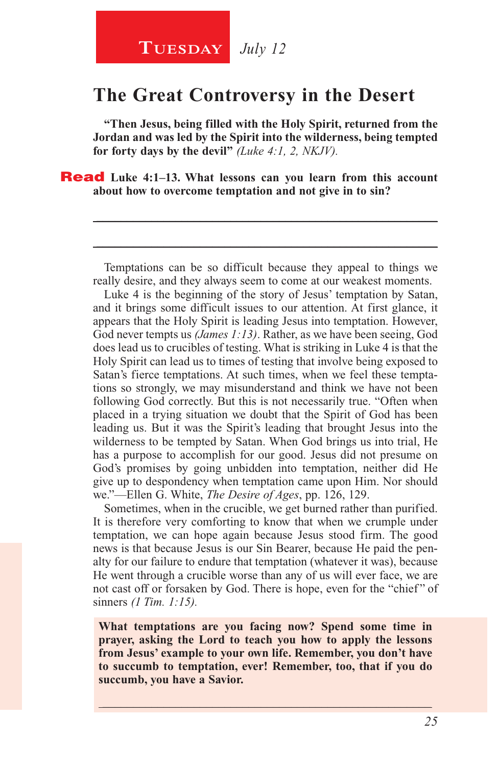**Tuesday** *July 12*

# The Great Controversy in the Desert

**"Then Jesus, being filled with the Holy Spirit, returned from the Jordan and was led by the Spirit into the wilderness, being tempted for forty days by the devil"** *(Luke 4:1, 2, NKJV).*

**Read Luke 4:1–13. What lessons can you learn from this account about how to overcome temptation and not give in to sin?**

---

---

Temptations can be so difficult because they appeal to things we really desire, and they always seem to come at our weakest moments.

Luke 4 is the beginning of the story of Jesus' temptation by Satan, and it brings some difficult issues to our attention. At first glance, it appears that the Holy Spirit is leading Jesus into temptation. However, God never tempts us *(James 1:13)*. Rather, as we have been seeing, God does lead us to crucibles of testing. What is striking in Luke 4 is that the Holy Spirit can lead us to times of testing that involve being exposed to Satan's fierce temptations. At such times, when we feel these temptations so strongly, we may misunderstand and think we have not been following God correctly. But this is not necessarily true. "Often when placed in a trying situation we doubt that the Spirit of God has been leading us. But it was the Spirit's leading that brought Jesus into the wilderness to be tempted by Satan. When God brings us into trial, He has a purpose to accomplish for our good. Jesus did not presume on God's promises by going unbidden into temptation, neither did He give up to despondency when temptation came upon Him. Nor should we."—Ellen G. White, *The Desire of Ages*, pp. 126, 129.

Sometimes, when in the crucible, we get burned rather than purified. It is therefore very comforting to know that when we crumple under temptation, we can hope again because Jesus stood firm. The good news is that because Jesus is our Sin Bearer, because He paid the penalty for our failure to endure that temptation (whatever it was), because He went through a crucible worse than any of us will ever face, we are not cast off or forsaken by God. There is hope, even for the "chief" of sinners *(1 Tim. 1:15).*

**What temptations are you facing now? Spend some time in prayer, asking the Lord to teach you how to apply the lessons from Jesus' example to your own life. Remember, you don't have to succumb to temptation, ever! Remember, too, that if you do succumb, you have a Savior.**

---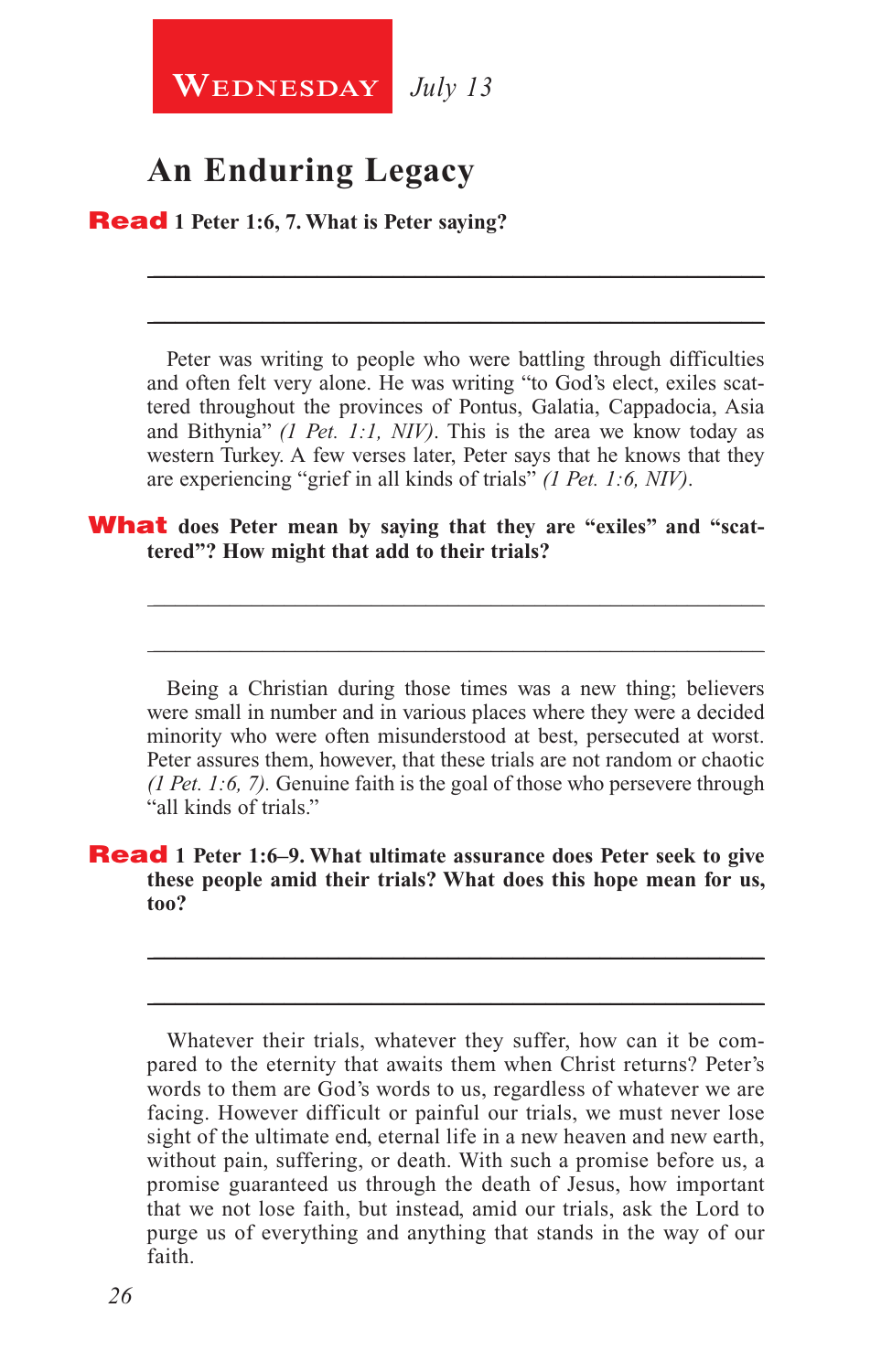**Wednesday** *July 13*

## An Enduring Legacy

**Read 1 Peter 1:6, 7. What is Peter saying?**

Peter was writing to people who were battling through difficulties and often felt very alone. He was writing "to God's elect, exiles scattered throughout the provinces of Pontus, Galatia, Cappadocia, Asia and Bithynia" *(1 Pet. 1:1, NIV)*. This is the area we know today as western Turkey. A few verses later, Peter says that he knows that they are experiencing "grief in all kinds of trials" *(1 Pet. 1:6, NIV)*.

**What does Peter mean by saying that they are "exiles" and "scattered"? How might that add to their trials?**

Being a Christian during those times was a new thing; believers were small in number and in various places where they were a decided minority who were often misunderstood at best, persecuted at worst. Peter assures them, however, that these trials are not random or chaotic *(1 Pet. 1:6, 7)*. Genuine faith is the goal of those who persevere through "all kinds of trials."

**Read 1 Peter 1:6–9. What ultimate assurance does Peter seek to give these people amid their trials? What does this hope mean for us, too?**

Whatever their trials, whatever they suffer, how can it be compared to the eternity that awaits them when Christ returns? Peter's words to them are God's words to us, regardless of whatever we are facing. However difficult or painful our trials, we must never lose sight of the ultimate end, eternal life in a new heaven and new earth, without pain, suffering, or death. With such a promise before us, a promise guaranteed us through the death of Jesus, how important that we not lose faith, but instead, amid our trials, ask the Lord to purge us of everything and anything that stands in the way of our faith.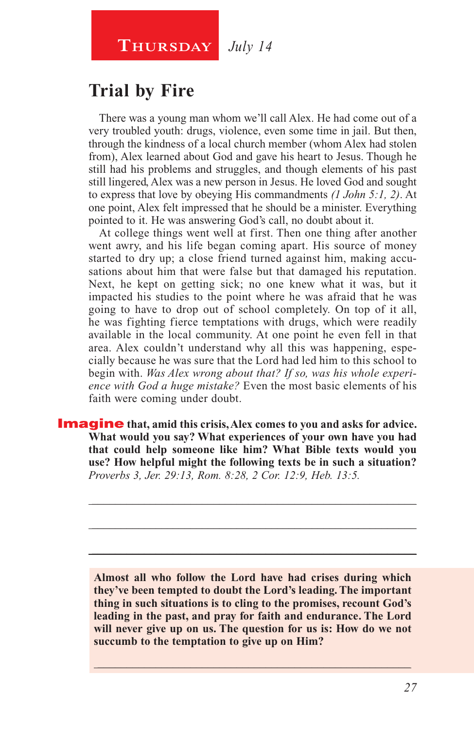**Thursday** *July 14*

## Trial by Fire

There was a young man whom we'll call Alex. He had come out of a very troubled youth: drugs, violence, even some time in jail. But then, through the kindness of a local church member (whom Alex had stolen from), Alex learned about God and gave his heart to Jesus. Though he still had his problems and struggles, and though elements of his past still lingered, Alex was a new person in Jesus. He loved God and sought to express that love by obeying His commandments *(1 John 5:1, 2)*. At one point, Alex felt impressed that he should be a minister. Everything pointed to it. He was answering God's call, no doubt about it.

At college things went well at first. Then one thing after another went awry, and his life began coming apart. His source of money started to dry up; a close friend turned against him, making accusations about him that were false but that damaged his reputation. Next, he kept on getting sick; no one knew what it was, but it impacted his studies to the point where he was afraid that he was going to have to drop out of school completely. On top of it all, he was fighting fierce temptations with drugs, which were readily available in the local community. At one point he even fell in that area. Alex couldn't understand why all this was happening, especially because he was sure that the Lord had led him to this school to begin with. *Was Alex wrong about that? If so, was his whole experience with God a huge mistake?* Even the most basic elements of his faith were coming under doubt.

**Imagine that, amid this crisis, Alex comes to you and asks for advice. What would you say? What experiences of your own have you had that could help someone like him? What Bible texts would you use? How helpful might the following texts be in such a situation?** *Proverbs 3, Jer. 29:13, Rom. 8:28, 2 Cor. 12:9, Heb. 13:5.*

\_\_\_\_\_\_\_\_\_\_\_\_\_\_\_\_\_\_\_\_\_\_\_\_\_\_\_\_\_\_\_\_\_\_\_\_\_\_\_\_\_\_\_\_\_\_\_\_\_\_\_\_\_\_

\_\_\_\_\_\_\_\_\_\_\_\_\_\_\_\_\_\_\_\_\_\_\_\_\_\_\_\_\_\_\_\_\_\_\_\_\_\_\_\_\_\_\_\_\_\_\_\_\_\_\_\_\_\_

\_\_\_\_\_\_\_\_\_\_\_\_\_\_\_\_\_\_\_\_\_\_\_\_\_\_\_\_\_\_\_\_\_\_\_\_\_\_\_\_\_\_\_\_\_\_\_\_\_\_\_\_\_\_

**Almost all who follow the Lord have had crises during which they've been tempted to doubt the Lord's leading. The important thing in such situations is to cling to the promises, recount God's leading in the past, and pray for faith and endurance. The Lord will never give up on us. The question for us is: How do we not succumb to the temptation to give up on Him?**

\_\_\_\_\_\_\_\_\_\_\_\_\_\_\_\_\_\_\_\_\_\_\_\_\_\_\_\_\_\_\_\_\_\_\_\_\_\_\_\_\_\_\_\_\_\_\_\_\_\_\_\_\_\_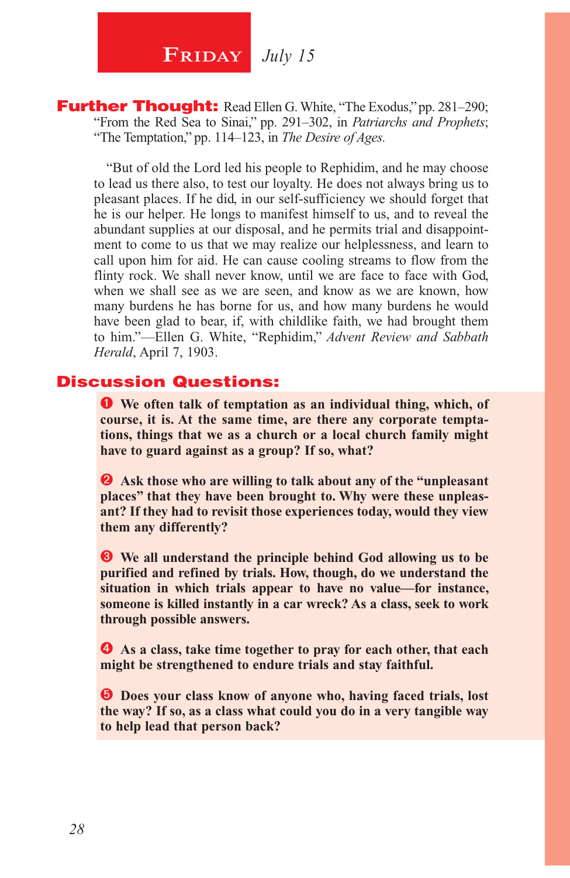## Friday *July 15*

**Further Thought:** Read Ellen G. White, "The Exodus," pp. 281–290; "From the Red Sea to Sinai," pp. 291–302, in *Patriarchs and Prophets*; "The Temptation," pp. 114–123, in *The Desire of Ages.*

"But of old the Lord led his people to Rephidim, and he may choose to lead us there also, to test our loyalty. He does not always bring us to pleasant places. If he did, in our self-sufficiency we should forget that he is our helper. He longs to manifest himself to us, and to reveal the abundant supplies at our disposal, and he permits trial and disappointment to come to us that we may realize our helplessness, and learn to call upon him for aid. He can cause cooling streams to flow from the flinty rock. We shall never know, until we are face to face with God, when we shall see as we are seen, and know as we are known, how many burdens he has borne for us, and how many burdens he would have been glad to bear, if, with childlike faith, we had brought them to him."—Ellen G. White, "Rephidim," *Advent Review and Sabbath Herald*, April 7, 1903.

**Discussion Questions:**

❶ **We often talk of temptation as an individual thing, which, of course, it is. At the same time, are there any corporate temptations, things that we as a church or a local church family might have to guard against as a group? If so, what?**

❷ **Ask those who are willing to talk about any of the "unpleasant places" that they have been brought to. Why were these unpleasant? If they had to revisit those experiences today, would they view them any differently?**

❸ **We all understand the principle behind God allowing us to be purified and refined by trials. How, though, do we understand the situation in which trials appear to have no value—for instance, someone is killed instantly in a car wreck? As a class, seek to work through possible answers.**

❹ **As a class, take time together to pray for each other, that each might be strengthened to endure trials and stay faithful.**

❺ **Does your class know of anyone who, having faced trials, lost the way? If so, as a class what could you do in a very tangible way to help lead that person back?**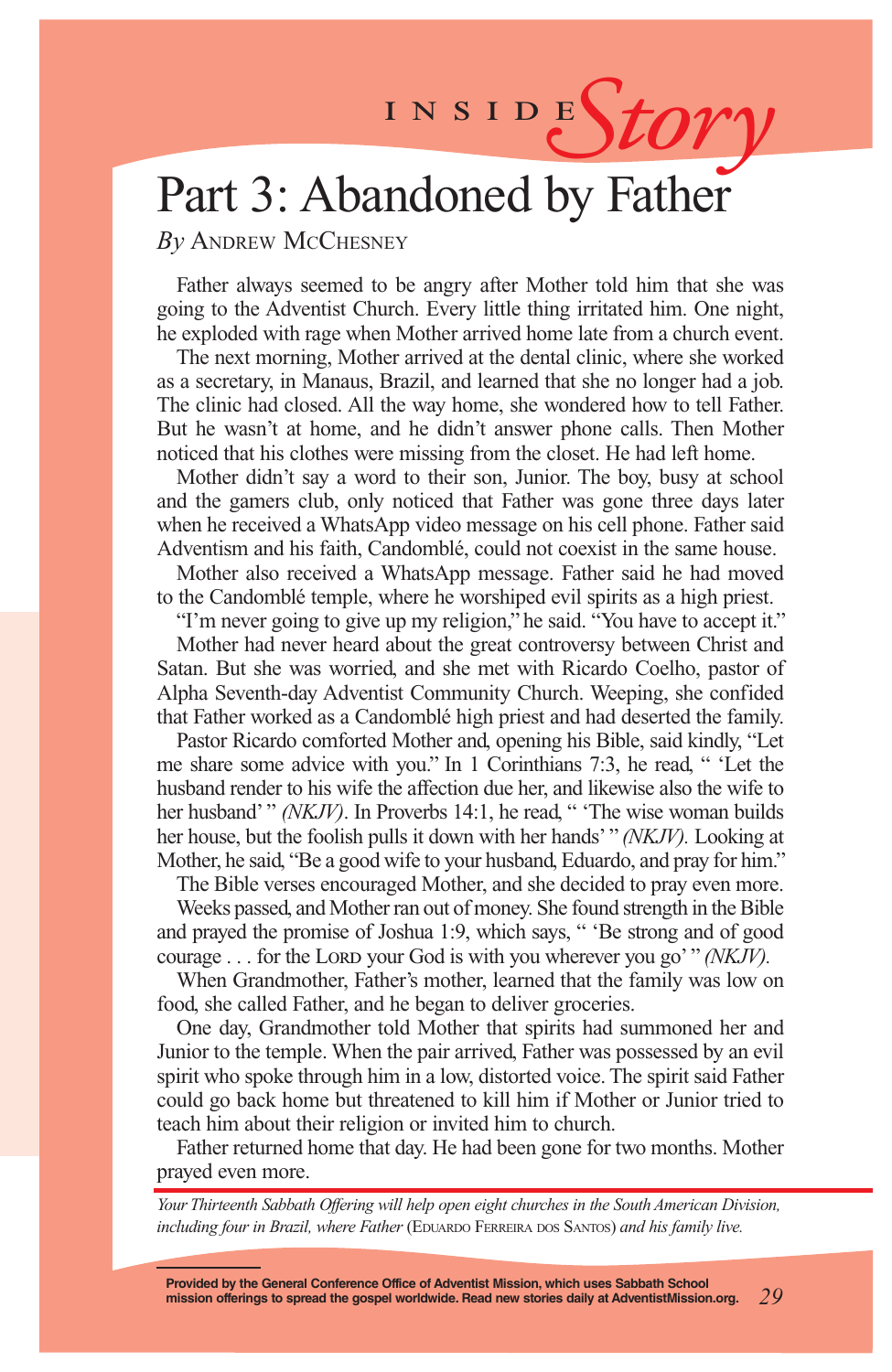INSIDE *Story*

# Part 3: Abandoned by Father

*By* Andrew McChesney

Father always seemed to be angry after Mother told him that she was going to the Adventist Church. Every little thing irritated him. One night, he exploded with rage when Mother arrived home late from a church event.

The next morning, Mother arrived at the dental clinic, where she worked as a secretary, in Manaus, Brazil, and learned that she no longer had a job. The clinic had closed. All the way home, she wondered how to tell Father. But he wasn't at home, and he didn't answer phone calls. Then Mother noticed that his clothes were missing from the closet. He had left home.

Mother didn't say a word to their son, Junior. The boy, busy at school and the gamers club, only noticed that Father was gone three days later when he received a WhatsApp video message on his cell phone. Father said Adventism and his faith, Candomblé, could not coexist in the same house.

Mother also received a WhatsApp message. Father said he had moved to the Candomblé temple, where he worshiped evil spirits as a high priest.

"I'm never going to give up my religion," he said. "You have to accept it."

Mother had never heard about the great controversy between Christ and Satan. But she was worried, and she met with Ricardo Coelho, pastor of Alpha Seventh-day Adventist Community Church. Weeping, she confided that Father worked as a Candomblé high priest and had deserted the family.

Pastor Ricardo comforted Mother and, opening his Bible, said kindly, "Let me share some advice with you." In 1 Corinthians 7:3, he read, " 'Let the husband render to his wife the affection due her, and likewise also the wife to her husband' " *(NKJV)*. In Proverbs 14:1, he read, " 'The wise woman builds her house, but the foolish pulls it down with her hands' " *(NKJV)*. Looking at Mother, he said, "Be a good wife to your husband, Eduardo, and pray for him."

The Bible verses encouraged Mother, and she decided to pray even more.

Weeks passed, and Mother ran out of money. She found strength in the Bible and prayed the promise of Joshua 1:9, which says, " 'Be strong and of good courage . . . for the Lord your God is with you wherever you go' " *(NKJV)*.

When Grandmother, Father's mother, learned that the family was low on food, she called Father, and he began to deliver groceries.

One day, Grandmother told Mother that spirits had summoned her and Junior to the temple. When the pair arrived, Father was possessed by an evil spirit who spoke through him in a low, distorted voice. The spirit said Father could go back home but threatened to kill him if Mother or Junior tried to teach him about their religion or invited him to church.

Father returned home that day. He had been gone for two months. Mother prayed even more.

*Your Thirteenth Sabbath Offering will help open eight churches in the South American Division, including four in Brazil, where Father* (Eduardo Ferreira dos Santos) *and his family live.*

**Provided by the General Conference Office of Adventist Mission, which uses Sabbath School mission offerings to spread the gospel worldwide. Read new stories daily at AdventistMission.org.**